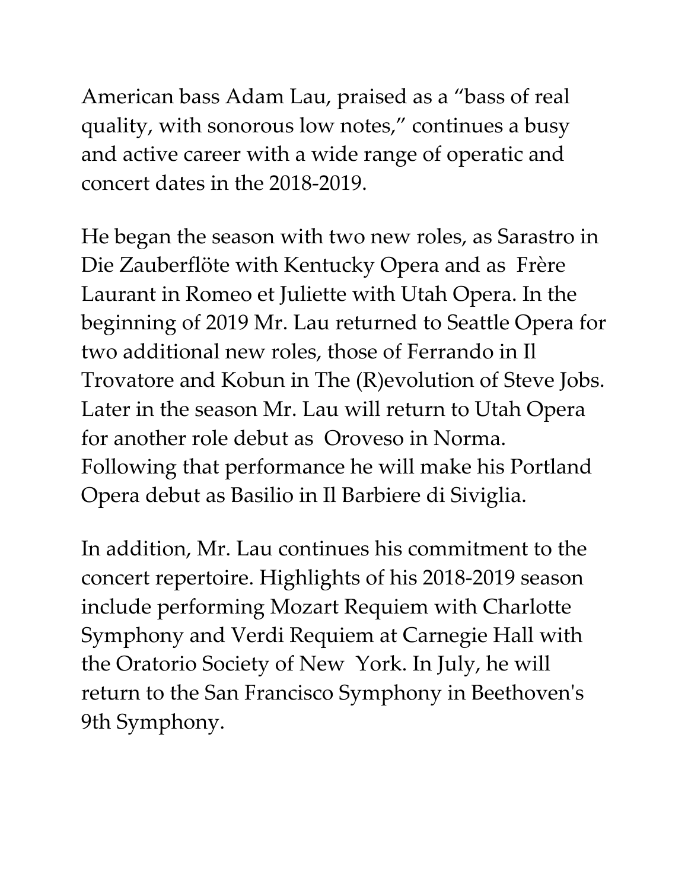American bass Adam Lau, praised as a "bass of real quality, with sonorous low notes," continues a busy and active career with a wide range of operatic and concert dates in the 2018-2019.

He began the season with two new roles, as Sarastro in Die Zauberflöte with Kentucky Opera and as Frère Laurant in Romeo et Juliette with Utah Opera. In the beginning of 2019 Mr. Lau returned to Seattle Opera for two additional new roles, those of Ferrando in Il Trovatore and Kobun in The (R)evolution of Steve Jobs. Later in the season Mr. Lau will return to Utah Opera for another role debut as Oroveso in Norma. Following that performance he will make his Portland Opera debut as Basilio in Il Barbiere di Siviglia.

In addition, Mr. Lau continues his commitment to the concert repertoire. Highlights of his 2018-2019 season include performing Mozart Requiem with Charlotte Symphony and Verdi Requiem at Carnegie Hall with the Oratorio Society of New York. In July, he will return to the San Francisco Symphony in Beethoven's 9th Symphony.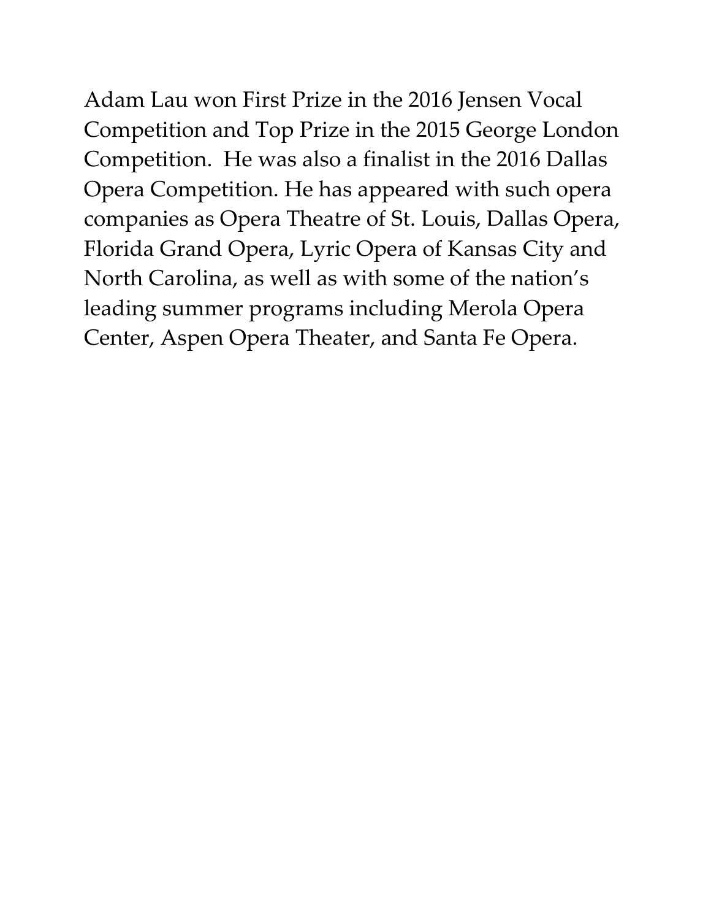Adam Lau won First Prize in the 2016 Jensen Vocal Competition and Top Prize in the 2015 George London Competition. He was also a finalist in the 2016 Dallas Opera Competition. He has appeared with such opera companies as Opera Theatre of St. Louis, Dallas Opera, Florida Grand Opera, Lyric Opera of Kansas City and North Carolina, as well as with some of the nation's leading summer programs including Merola Opera Center, Aspen Opera Theater, and Santa Fe Opera.